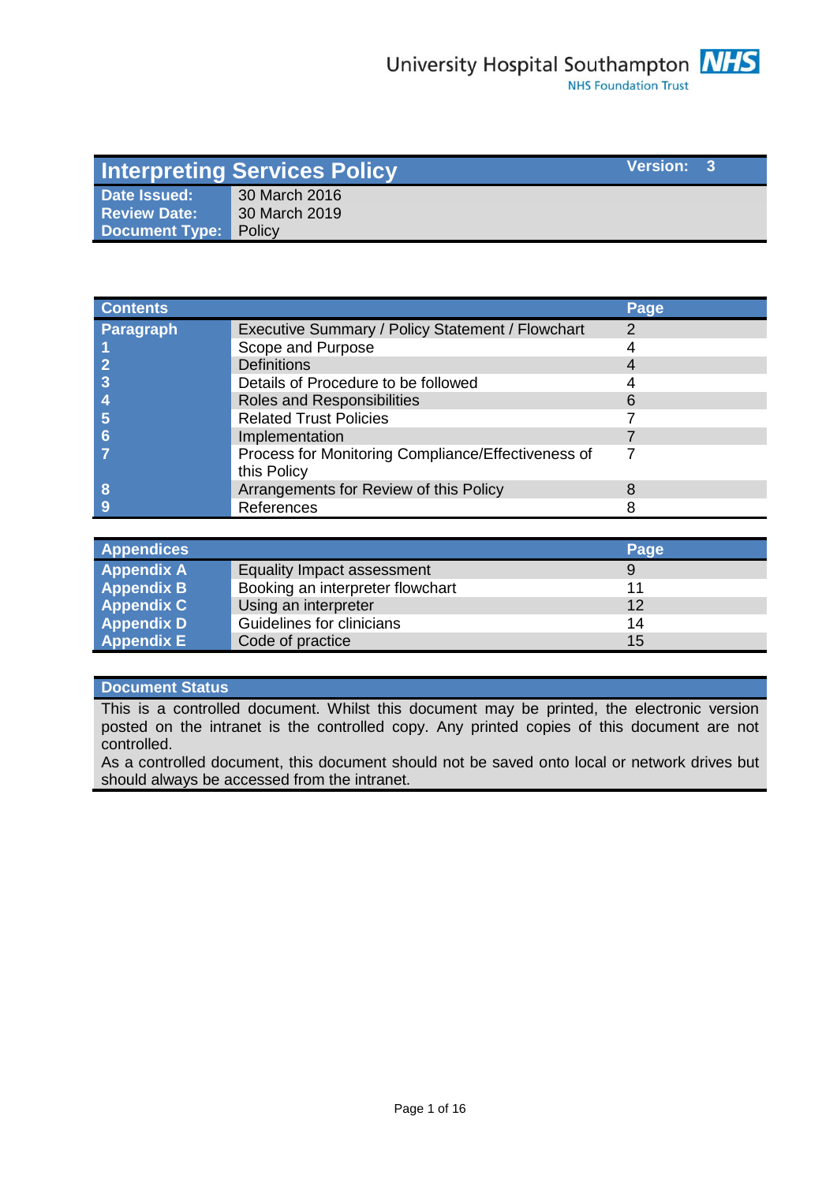University Hospital Southampton NHS Foundation Trust

# Interpreting Services Policy

| | | Version: 3 |
|---|---|---|
| **Date Issued:** | 30 March 2016 | |
| **Review Date:** | 30 March 2019 | |
| **Document Type:** | Policy | |

| Contents | | Page |
|---|---|---|
| **Paragraph** | Executive Summary / Policy Statement / Flowchart | 2 |
| **1** | Scope and Purpose | 4 |
| **2** | Definitions | 4 |
| **3** | Details of Procedure to be followed | 4 |
| **4** | Roles and Responsibilities | 6 |
| **5** | Related Trust Policies | 7 |
| **6** | Implementation | 7 |
| **7** | Process for Monitoring Compliance/Effectiveness of this Policy | 7 |
| **8** | Arrangements for Review of this Policy | 8 |
| **9** | References | 8 |

| Appendices | | Page |
|---|---|---|
| **Appendix A** | Equality Impact assessment | 9 |
| **Appendix B** | Booking an interpreter flowchart | 11 |
| **Appendix C** | Using an interpreter | 12 |
| **Appendix D** | Guidelines for clinicians | 14 |
| **Appendix E** | Code of practice | 15 |

## Document Status

This is a controlled document. Whilst this document may be printed, the electronic version posted on the intranet is the controlled copy. Any printed copies of this document are not controlled.

As a controlled document, this document should not be saved onto local or network drives but should always be accessed from the intranet.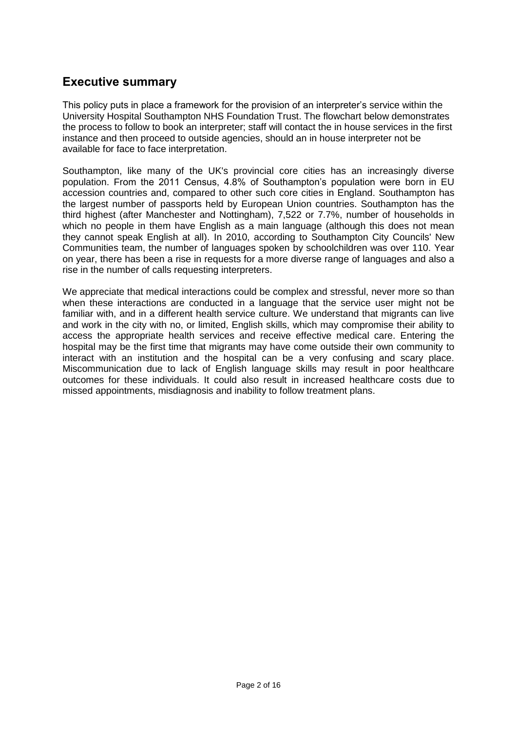## Executive summary

This policy puts in place a framework for the provision of an interpreter's service within the University Hospital Southampton NHS Foundation Trust. The flowchart below demonstrates the process to follow to book an interpreter; staff will contact the in house services in the first instance and then proceed to outside agencies, should an in house interpreter not be available for face to face interpretation.

Southampton, like many of the UK's provincial core cities has an increasingly diverse population. From the 2011 Census, 4.8% of Southampton's population were born in EU accession countries and, compared to other such core cities in England. Southampton has the largest number of passports held by European Union countries. Southampton has the third highest (after Manchester and Nottingham), 7,522 or 7.7%, number of households in which no people in them have English as a main language (although this does not mean they cannot speak English at all). In 2010, according to Southampton City Councils' New Communities team, the number of languages spoken by schoolchildren was over 110. Year on year, there has been a rise in requests for a more diverse range of languages and also a rise in the number of calls requesting interpreters.

We appreciate that medical interactions could be complex and stressful, never more so than when these interactions are conducted in a language that the service user might not be familiar with, and in a different health service culture. We understand that migrants can live and work in the city with no, or limited, English skills, which may compromise their ability to access the appropriate health services and receive effective medical care. Entering the hospital may be the first time that migrants may have come outside their own community to interact with an institution and the hospital can be a very confusing and scary place. Miscommunication due to lack of English language skills may result in poor healthcare outcomes for these individuals. It could also result in increased healthcare costs due to missed appointments, misdiagnosis and inability to follow treatment plans.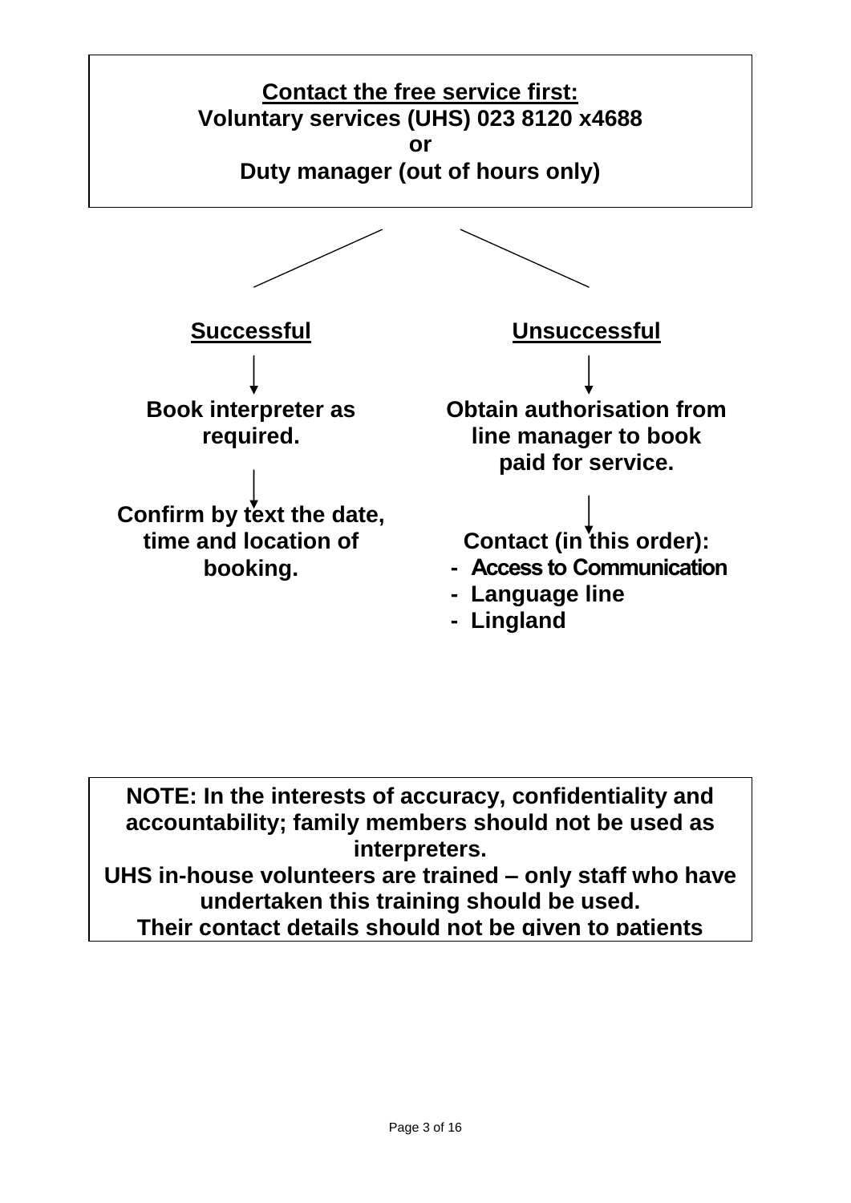**<u>Contact the free service first:</u>**
**Voluntary services (UHS) 023 8120 x4688**
**or**
**Duty manager (out of hours only)**

**<u>Successful</u>**

**Book interpreter as required.**

**Confirm by text the date, time and location of booking.**

**<u>Unsuccessful</u>**

**Obtain authorisation from line manager to book paid for service.**

**Contact (in this order):**

- **Access to Communication**
- **Language line**
- **Lingland**

**NOTE: In the interests of accuracy, confidentiality and accountability; family members should not be used as interpreters.**
**UHS in-house volunteers are trained – only staff who have undertaken this training should be used.**
**Their contact details should not be given to patients**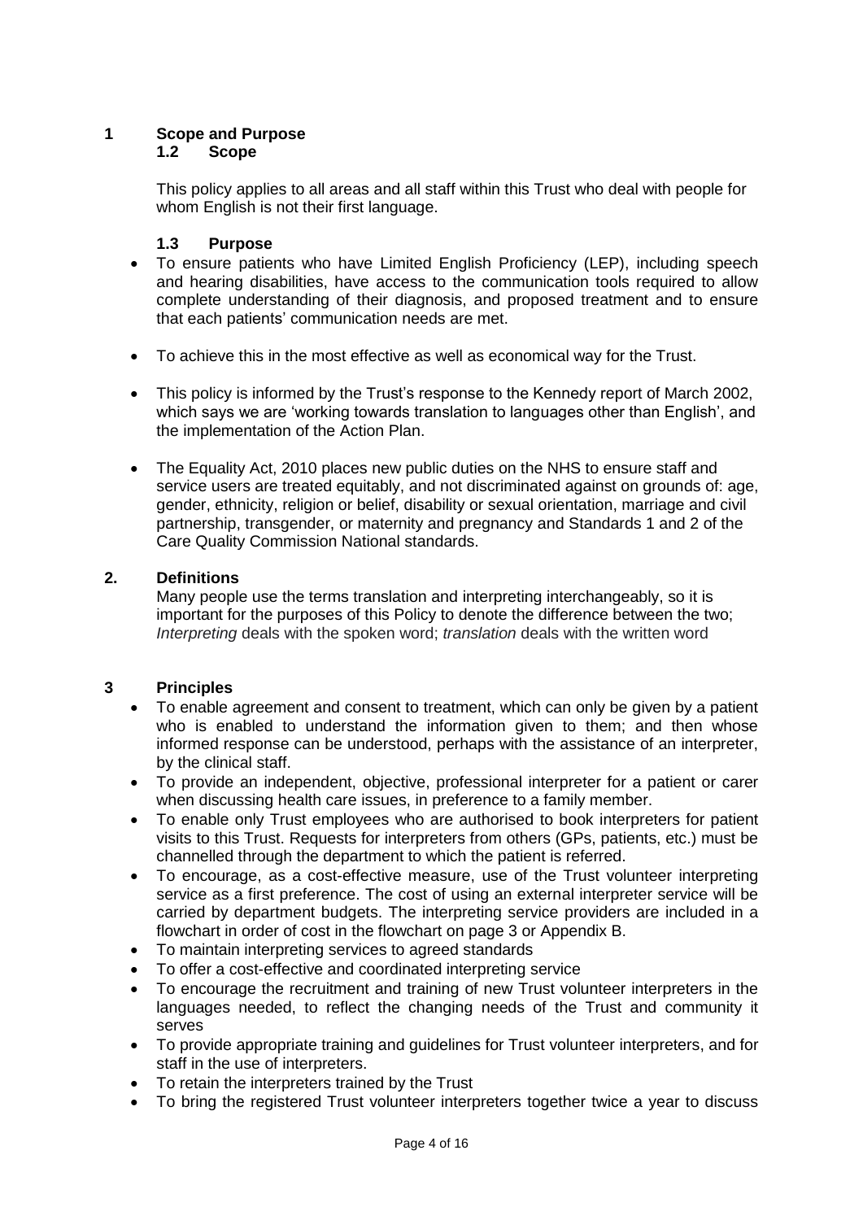## 1 Scope and Purpose

### 1.2 Scope

This policy applies to all areas and all staff within this Trust who deal with people for whom English is not their first language.

### 1.3 Purpose

- To ensure patients who have Limited English Proficiency (LEP), including speech and hearing disabilities, have access to the communication tools required to allow complete understanding of their diagnosis, and proposed treatment and to ensure that each patients' communication needs are met.
- To achieve this in the most effective as well as economical way for the Trust.
- This policy is informed by the Trust's response to the Kennedy report of March 2002, which says we are 'working towards translation to languages other than English', and the implementation of the Action Plan.
- The Equality Act, 2010 places new public duties on the NHS to ensure staff and service users are treated equitably, and not discriminated against on grounds of: age, gender, ethnicity, religion or belief, disability or sexual orientation, marriage and civil partnership, transgender, or maternity and pregnancy and Standards 1 and 2 of the Care Quality Commission National standards.

## 2. Definitions

Many people use the terms translation and interpreting interchangeably, so it is important for the purposes of this Policy to denote the difference between the two; *Interpreting* deals with the spoken word; *translation* deals with the written word

## 3 Principles

- To enable agreement and consent to treatment, which can only be given by a patient who is enabled to understand the information given to them; and then whose informed response can be understood, perhaps with the assistance of an interpreter, by the clinical staff.
- To provide an independent, objective, professional interpreter for a patient or carer when discussing health care issues, in preference to a family member.
- To enable only Trust employees who are authorised to book interpreters for patient visits to this Trust. Requests for interpreters from others (GPs, patients, etc.) must be channelled through the department to which the patient is referred.
- To encourage, as a cost-effective measure, use of the Trust volunteer interpreting service as a first preference. The cost of using an external interpreter service will be carried by department budgets. The interpreting service providers are included in a flowchart in order of cost in the flowchart on page 3 or Appendix B.
- To maintain interpreting services to agreed standards
- To offer a cost-effective and coordinated interpreting service
- To encourage the recruitment and training of new Trust volunteer interpreters in the languages needed, to reflect the changing needs of the Trust and community it serves
- To provide appropriate training and guidelines for Trust volunteer interpreters, and for staff in the use of interpreters.
- To retain the interpreters trained by the Trust
- To bring the registered Trust volunteer interpreters together twice a year to discuss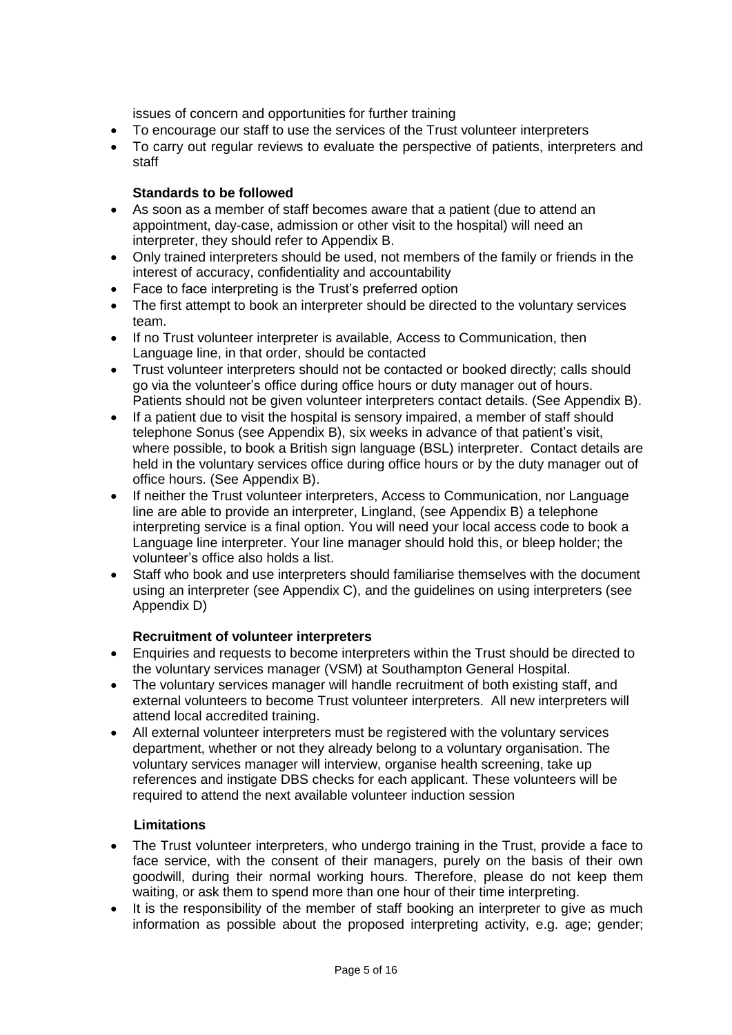issues of concern and opportunities for further training

- To encourage our staff to use the services of the Trust volunteer interpreters
- To carry out regular reviews to evaluate the perspective of patients, interpreters and staff

**Standards to be followed**

- As soon as a member of staff becomes aware that a patient (due to attend an appointment, day-case, admission or other visit to the hospital) will need an interpreter, they should refer to Appendix B.
- Only trained interpreters should be used, not members of the family or friends in the interest of accuracy, confidentiality and accountability
- Face to face interpreting is the Trust's preferred option
- The first attempt to book an interpreter should be directed to the voluntary services team.
- If no Trust volunteer interpreter is available, Access to Communication, then Language line, in that order, should be contacted
- Trust volunteer interpreters should not be contacted or booked directly; calls should go via the volunteer's office during office hours or duty manager out of hours. Patients should not be given volunteer interpreters contact details. (See Appendix B).
- If a patient due to visit the hospital is sensory impaired, a member of staff should telephone Sonus (see Appendix B), six weeks in advance of that patient's visit, where possible, to book a British sign language (BSL) interpreter. Contact details are held in the voluntary services office during office hours or by the duty manager out of office hours. (See Appendix B).
- If neither the Trust volunteer interpreters, Access to Communication, nor Language line are able to provide an interpreter, Lingland, (see Appendix B) a telephone interpreting service is a final option. You will need your local access code to book a Language line interpreter. Your line manager should hold this, or bleep holder; the volunteer's office also holds a list.
- Staff who book and use interpreters should familiarise themselves with the document using an interpreter (see Appendix C), and the guidelines on using interpreters (see Appendix D)

**Recruitment of volunteer interpreters**

- Enquiries and requests to become interpreters within the Trust should be directed to the voluntary services manager (VSM) at Southampton General Hospital.
- The voluntary services manager will handle recruitment of both existing staff, and external volunteers to become Trust volunteer interpreters. All new interpreters will attend local accredited training.
- All external volunteer interpreters must be registered with the voluntary services department, whether or not they already belong to a voluntary organisation. The voluntary services manager will interview, organise health screening, take up references and instigate DBS checks for each applicant. These volunteers will be required to attend the next available volunteer induction session

**Limitations**

- The Trust volunteer interpreters, who undergo training in the Trust, provide a face to face service, with the consent of their managers, purely on the basis of their own goodwill, during their normal working hours. Therefore, please do not keep them waiting, or ask them to spend more than one hour of their time interpreting.
- It is the responsibility of the member of staff booking an interpreter to give as much information as possible about the proposed interpreting activity, e.g. age; gender;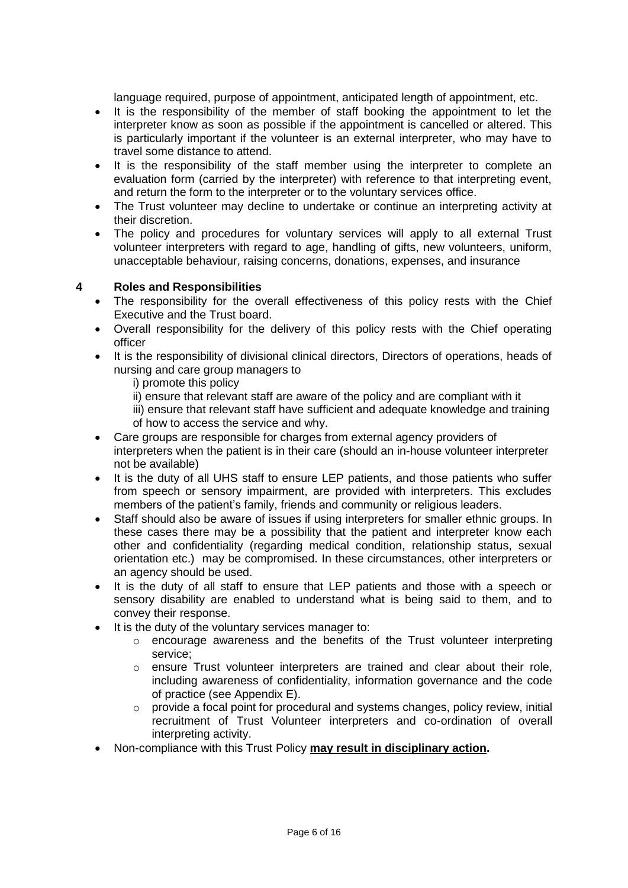language required, purpose of appointment, anticipated length of appointment, etc.

- It is the responsibility of the member of staff booking the appointment to let the interpreter know as soon as possible if the appointment is cancelled or altered. This is particularly important if the volunteer is an external interpreter, who may have to travel some distance to attend.
- It is the responsibility of the staff member using the interpreter to complete an evaluation form (carried by the interpreter) with reference to that interpreting event, and return the form to the interpreter or to the voluntary services office.
- The Trust volunteer may decline to undertake or continue an interpreting activity at their discretion.
- The policy and procedures for voluntary services will apply to all external Trust volunteer interpreters with regard to age, handling of gifts, new volunteers, uniform, unacceptable behaviour, raising concerns, donations, expenses, and insurance

## 4 Roles and Responsibilities

- The responsibility for the overall effectiveness of this policy rests with the Chief Executive and the Trust board.
- Overall responsibility for the delivery of this policy rests with the Chief operating officer
- It is the responsibility of divisional clinical directors, Directors of operations, heads of nursing and care group managers to
  - i) promote this policy
  - ii) ensure that relevant staff are aware of the policy and are compliant with it
  - iii) ensure that relevant staff have sufficient and adequate knowledge and training of how to access the service and why.
- Care groups are responsible for charges from external agency providers of interpreters when the patient is in their care (should an in-house volunteer interpreter not be available)
- It is the duty of all UHS staff to ensure LEP patients, and those patients who suffer from speech or sensory impairment, are provided with interpreters. This excludes members of the patient's family, friends and community or religious leaders.
- Staff should also be aware of issues if using interpreters for smaller ethnic groups. In these cases there may be a possibility that the patient and interpreter know each other and confidentiality (regarding medical condition, relationship status, sexual orientation etc.) may be compromised. In these circumstances, other interpreters or an agency should be used.
- It is the duty of all staff to ensure that LEP patients and those with a speech or sensory disability are enabled to understand what is being said to them, and to convey their response.
- It is the duty of the voluntary services manager to:
  - encourage awareness and the benefits of the Trust volunteer interpreting service;
  - ensure Trust volunteer interpreters are trained and clear about their role, including awareness of confidentiality, information governance and the code of practice (see Appendix E).
  - provide a focal point for procedural and systems changes, policy review, initial recruitment of Trust Volunteer interpreters and co-ordination of overall interpreting activity.
- Non-compliance with this Trust Policy **may result in disciplinary action.**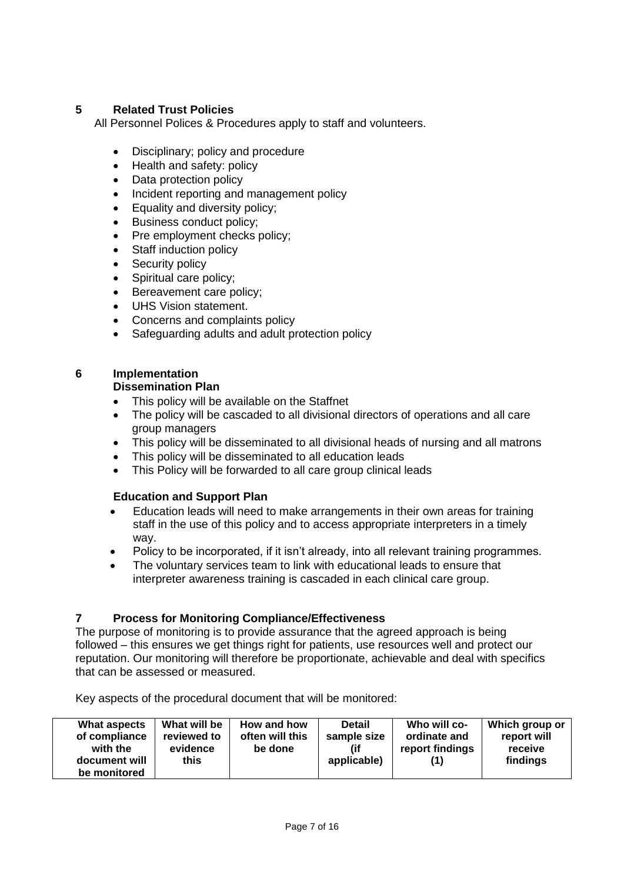## 5 Related Trust Policies

All Personnel Polices & Procedures apply to staff and volunteers.

- Disciplinary; policy and procedure
- Health and safety: policy
- Data protection policy
- Incident reporting and management policy
- Equality and diversity policy;
- Business conduct policy;
- Pre employment checks policy;
- Staff induction policy
- Security policy
- Spiritual care policy;
- Bereavement care policy;
- UHS Vision statement.
- Concerns and complaints policy
- Safeguarding adults and adult protection policy

## 6 Implementation

### Dissemination Plan

- This policy will be available on the Staffnet
- The policy will be cascaded to all divisional directors of operations and all care group managers
- This policy will be disseminated to all divisional heads of nursing and all matrons
- This policy will be disseminated to all education leads
- This Policy will be forwarded to all care group clinical leads

### Education and Support Plan

- Education leads will need to make arrangements in their own areas for training staff in the use of this policy and to access appropriate interpreters in a timely way.
- Policy to be incorporated, if it isn't already, into all relevant training programmes.
- The voluntary services team to link with educational leads to ensure that interpreter awareness training is cascaded in each clinical care group.

## 7 Process for Monitoring Compliance/Effectiveness

The purpose of monitoring is to provide assurance that the agreed approach is being followed – this ensures we get things right for patients, use resources well and protect our reputation. Our monitoring will therefore be proportionate, achievable and deal with specifics that can be assessed or measured.

Key aspects of the procedural document that will be monitored:

| What aspects of compliance with the document will be monitored | What will be reviewed to evidence this | How and how often will this be done | Detail sample size (if applicable) | Who will co-ordinate and report findings (1) | Which group or report will receive findings |
|---|---|---|---|---|---|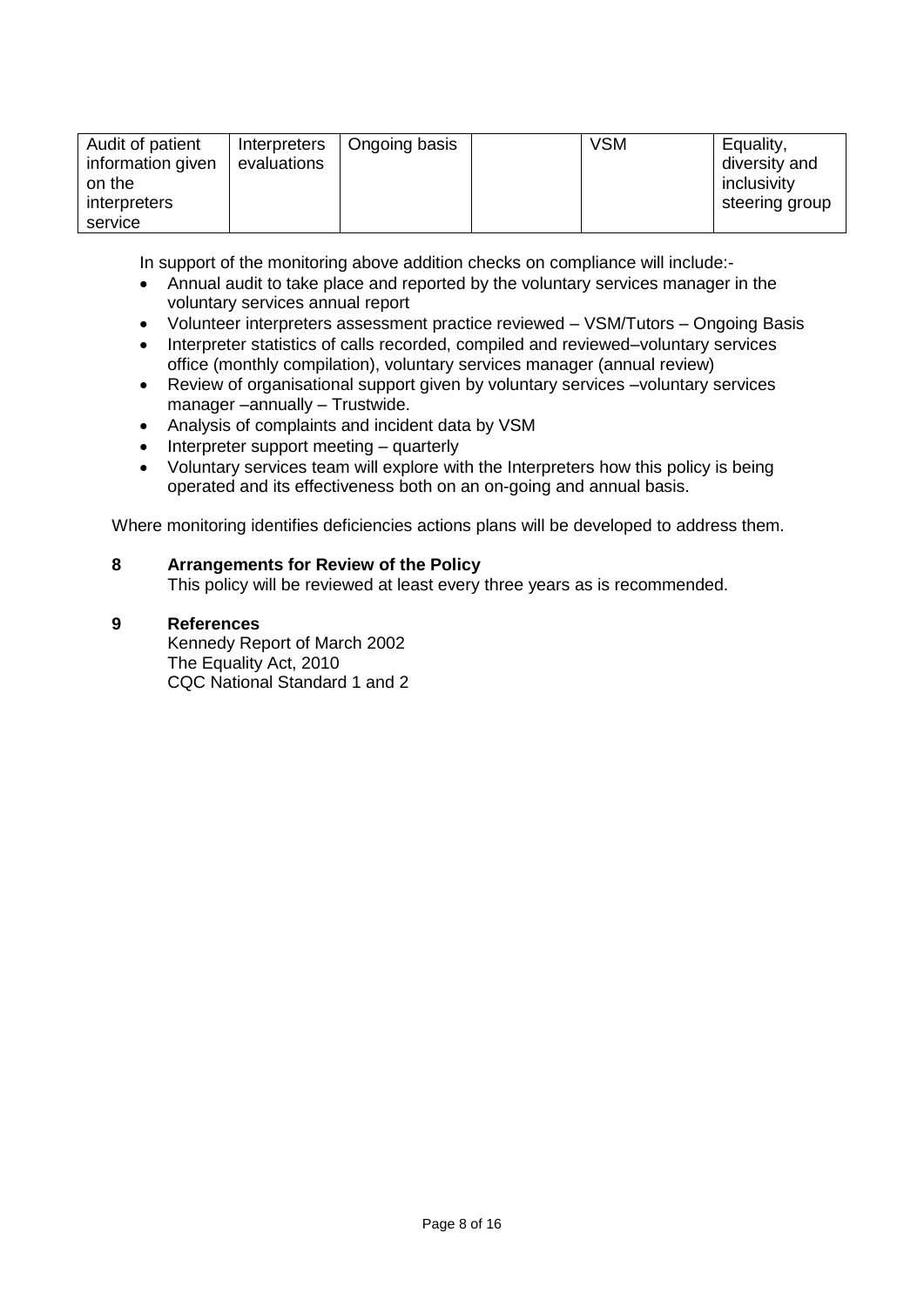| Audit of patient information given on the interpreters service | Interpreters evaluations | Ongoing basis | | VSM | Equality, diversity and inclusivity steering group |
|---|---|---|---|---|---|

In support of the monitoring above addition checks on compliance will include:-

- Annual audit to take place and reported by the voluntary services manager in the voluntary services annual report
- Volunteer interpreters assessment practice reviewed – VSM/Tutors – Ongoing Basis
- Interpreter statistics of calls recorded, compiled and reviewed–voluntary services office (monthly compilation), voluntary services manager (annual review)
- Review of organisational support given by voluntary services –voluntary services manager –annually – Trustwide.
- Analysis of complaints and incident data by VSM
- Interpreter support meeting – quarterly
- Voluntary services team will explore with the Interpreters how this policy is being operated and its effectiveness both on an on-going and annual basis.

Where monitoring identifies deficiencies actions plans will be developed to address them.

## 8 Arrangements for Review of the Policy

This policy will be reviewed at least every three years as is recommended.

## 9 References

Kennedy Report of March 2002
The Equality Act, 2010
CQC National Standard 1 and 2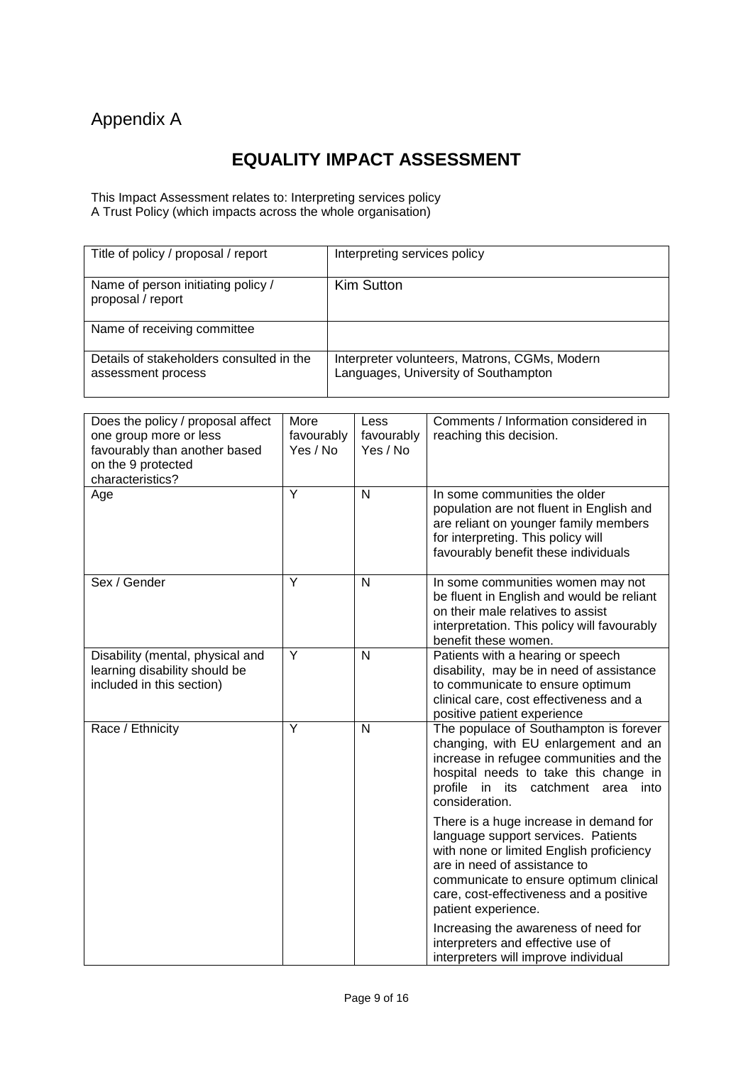# Appendix A

## EQUALITY IMPACT ASSESSMENT

This Impact Assessment relates to: Interpreting services policy
A Trust Policy (which impacts across the whole organisation)

| | |
|---|---|
| Title of policy / proposal / report | Interpreting services policy |
| Name of person initiating policy / proposal / report | Kim Sutton |
| Name of receiving committee | |
| Details of stakeholders consulted in the assessment process | Interpreter volunteers, Matrons, CGMs, Modern Languages, University of Southampton |

| Does the policy / proposal affect one group more or less favourably than another based on the 9 protected characteristics? | More favourably Yes / No | Less favourably Yes / No | Comments / Information considered in reaching this decision. |
|---|---|---|---|
| Age | Y | N | In some communities the older population are not fluent in English and are reliant on younger family members for interpreting. This policy will favourably benefit these individuals |
| Sex / Gender | Y | N | In some communities women may not be fluent in English and would be reliant on their male relatives to assist interpretation. This policy will favourably benefit these women. |
| Disability (mental, physical and learning disability should be included in this section) | Y | N | Patients with a hearing or speech disability, may be in need of assistance to communicate to ensure optimum clinical care, cost effectiveness and a positive patient experience |
| Race / Ethnicity | Y | N | The populace of Southampton is forever changing, with EU enlargement and an increase in refugee communities and the hospital needs to take this change in profile in its catchment area into consideration.<br><br>There is a huge increase in demand for language support services. Patients with none or limited English proficiency are in need of assistance to communicate to ensure optimum clinical care, cost-effectiveness and a positive patient experience.<br><br>Increasing the awareness of need for interpreters and effective use of interpreters will improve individual |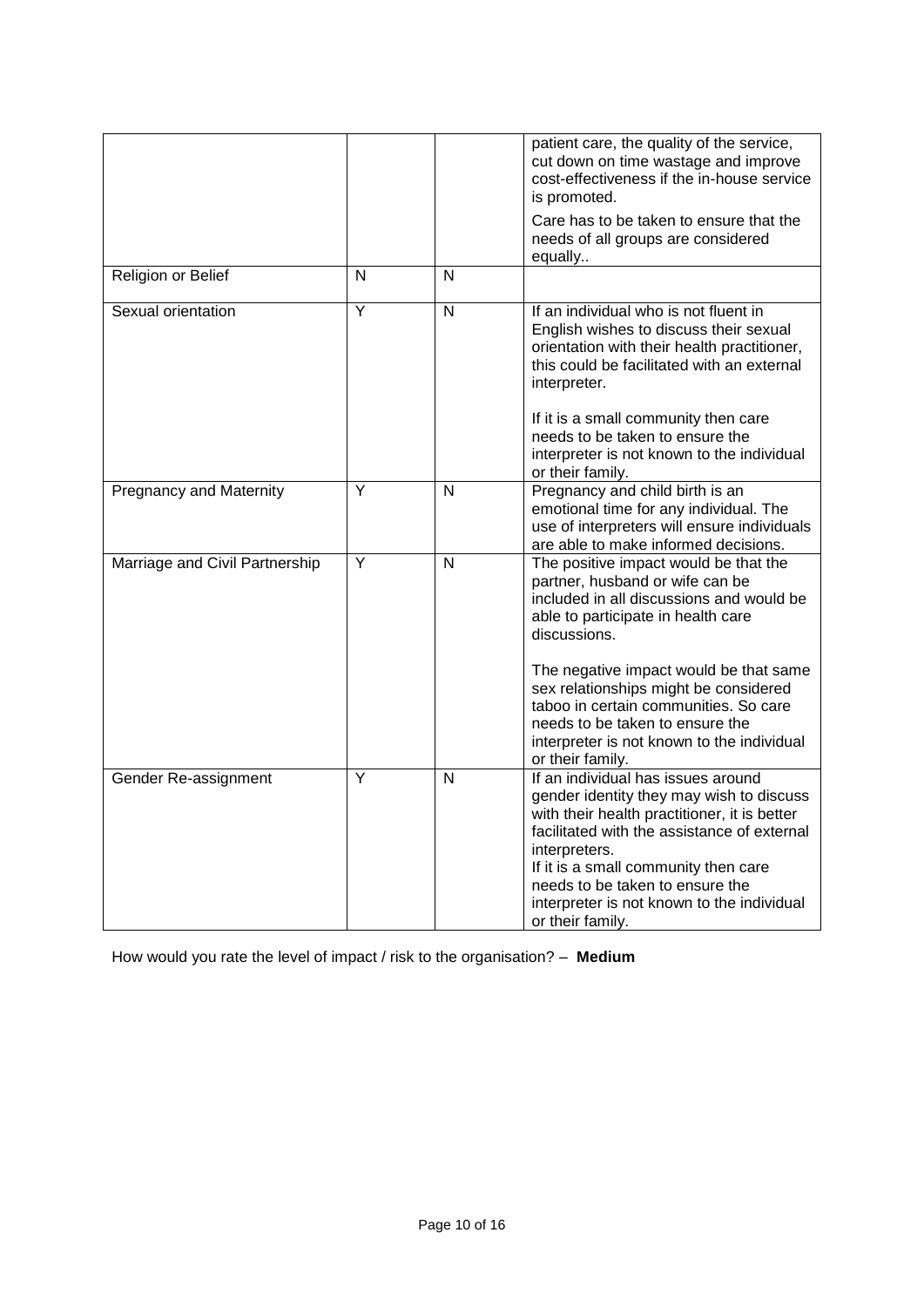|  |  |  |  |
| --- | --- | --- | --- |
|  |  |  | patient care, the quality of the service, cut down on time wastage and improve cost-effectiveness if the in-house service is promoted.<br><br>Care has to be taken to ensure that the needs of all groups are considered equally.. |
| Religion or Belief | N | N |  |
| Sexual orientation | Y | N | If an individual who is not fluent in English wishes to discuss their sexual orientation with their health practitioner, this could be facilitated with an external interpreter.<br><br>If it is a small community then care needs to be taken to ensure the interpreter is not known to the individual or their family. |
| Pregnancy and Maternity | Y | N | Pregnancy and child birth is an emotional time for any individual. The use of interpreters will ensure individuals are able to make informed decisions. |
| Marriage and Civil Partnership | Y | N | The positive impact would be that the partner, husband or wife can be included in all discussions and would be able to participate in health care discussions.<br><br>The negative impact would be that same sex relationships might be considered taboo in certain communities. So care needs to be taken to ensure the interpreter is not known to the individual or their family. |
| Gender Re-assignment | Y | N | If an individual has issues around gender identity they may wish to discuss with their health practitioner, it is better facilitated with the assistance of external interpreters.<br>If it is a small community then care needs to be taken to ensure the interpreter is not known to the individual or their family. |

How would you rate the level of impact / risk to the organisation? – **Medium**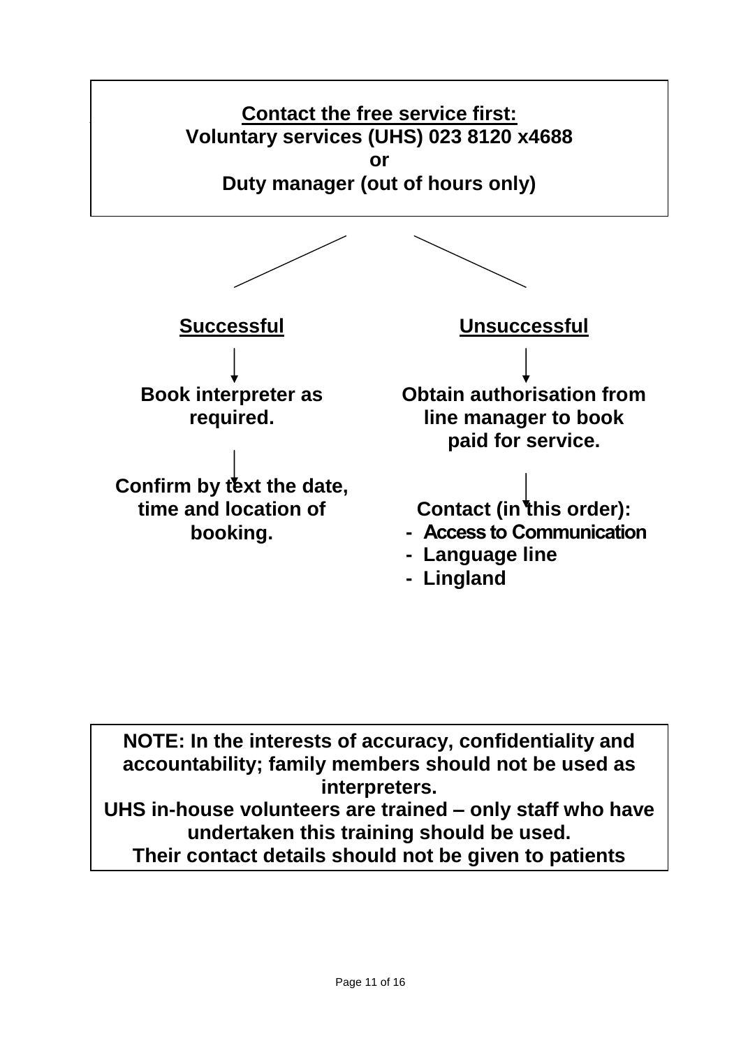**Contact the free service first:**
**Voluntary services (UHS) 023 8120 x4688**
**or**
**Duty manager (out of hours only)**

**Successful**

↓

**Book interpreter as required.**

↓

**Confirm by text the date, time and location of booking.**

**Unsuccessful**

↓

**Obtain authorisation from line manager to book paid for service.**

↓

**Contact (in this order):**

- **Access to Communication**
- **Language line**
- **Lingland**

**NOTE: In the interests of accuracy, confidentiality and accountability; family members should not be used as interpreters.**
**UHS in-house volunteers are trained – only staff who have undertaken this training should be used.**
**Their contact details should not be given to patients**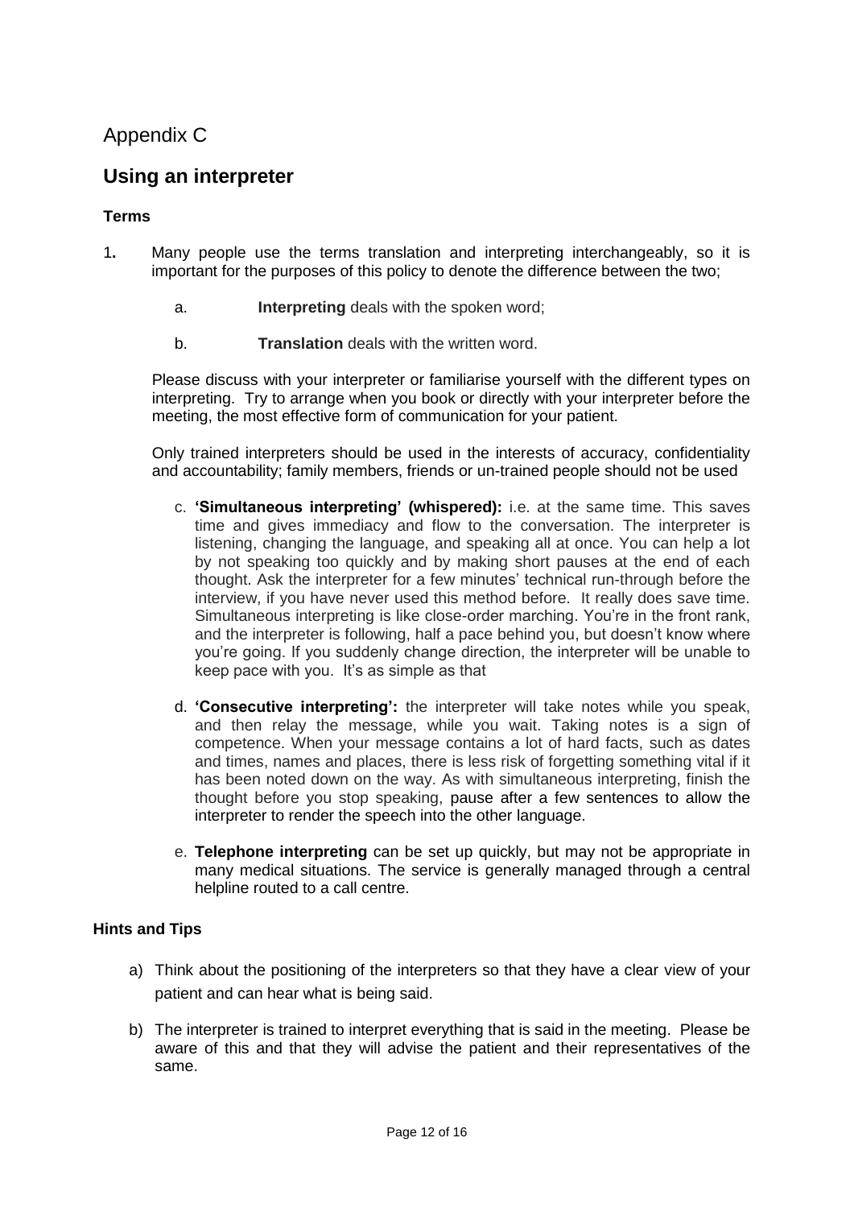Appendix C

## Using an interpreter

### Terms

1. Many people use the terms translation and interpreting interchangeably, so it is important for the purposes of this policy to denote the difference between the two;

   a. **Interpreting** deals with the spoken word;

   b. **Translation** deals with the written word.

   Please discuss with your interpreter or familiarise yourself with the different types on interpreting. Try to arrange when you book or directly with your interpreter before the meeting, the most effective form of communication for your patient.

   Only trained interpreters should be used in the interests of accuracy, confidentiality and accountability; family members, friends or un-trained people should not be used

   c. **'Simultaneous interpreting' (whispered):** i.e. at the same time. This saves time and gives immediacy and flow to the conversation. The interpreter is listening, changing the language, and speaking all at once. You can help a lot by not speaking too quickly and by making short pauses at the end of each thought. Ask the interpreter for a few minutes' technical run-through before the interview, if you have never used this method before. It really does save time. Simultaneous interpreting is like close-order marching. You're in the front rank, and the interpreter is following, half a pace behind you, but doesn't know where you're going. If you suddenly change direction, the interpreter will be unable to keep pace with you. It's as simple as that

   d. **'Consecutive interpreting':** the interpreter will take notes while you speak, and then relay the message, while you wait. Taking notes is a sign of competence. When your message contains a lot of hard facts, such as dates and times, names and places, there is less risk of forgetting something vital if it has been noted down on the way. As with simultaneous interpreting, finish the thought before you stop speaking, pause after a few sentences to allow the interpreter to render the speech into the other language.

   e. **Telephone interpreting** can be set up quickly, but may not be appropriate in many medical situations. The service is generally managed through a central helpline routed to a call centre.

### Hints and Tips

a) Think about the positioning of the interpreters so that they have a clear view of your patient and can hear what is being said.

b) The interpreter is trained to interpret everything that is said in the meeting. Please be aware of this and that they will advise the patient and their representatives of the same.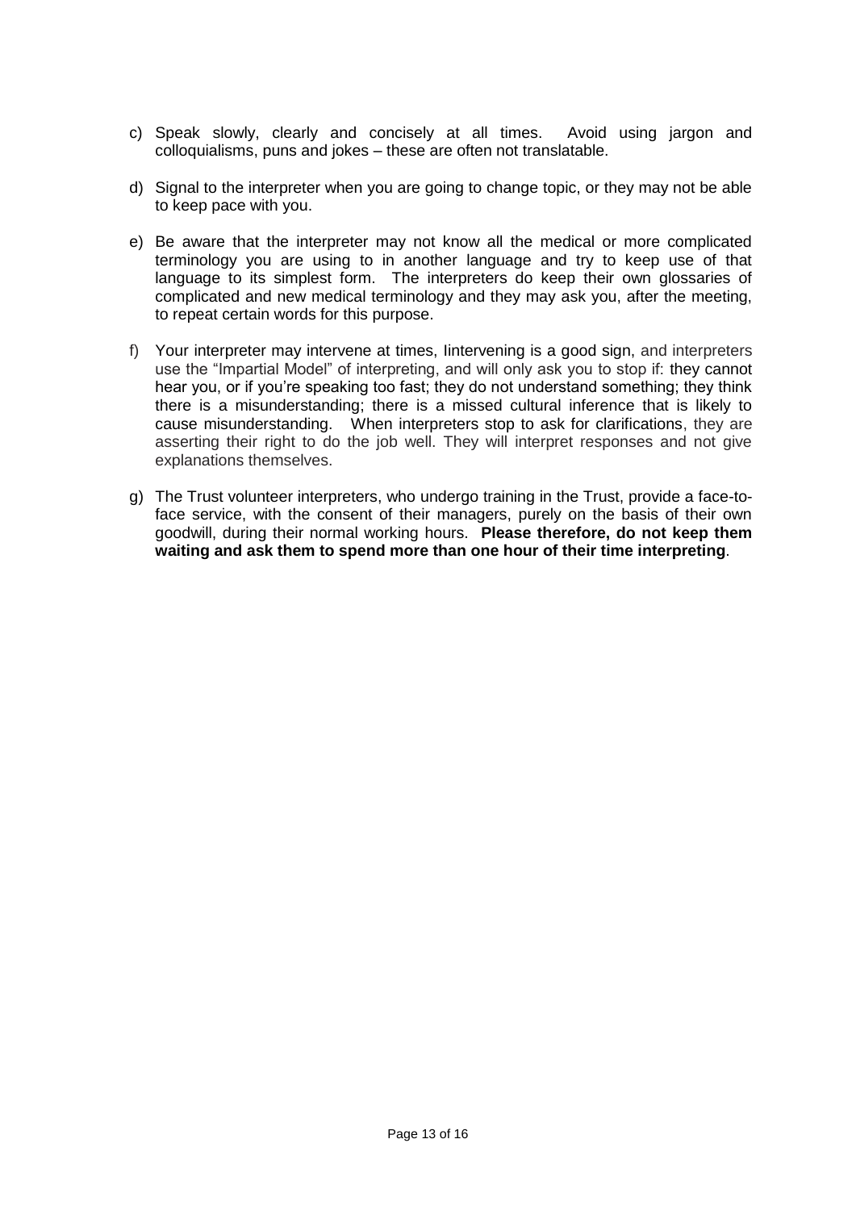c) Speak slowly, clearly and concisely at all times. Avoid using jargon and colloquialisms, puns and jokes – these are often not translatable.

d) Signal to the interpreter when you are going to change topic, or they may not be able to keep pace with you.

e) Be aware that the interpreter may not know all the medical or more complicated terminology you are using to in another language and try to keep use of that language to its simplest form. The interpreters do keep their own glossaries of complicated and new medical terminology and they may ask you, after the meeting, to repeat certain words for this purpose.

f) Your interpreter may intervene at times, Iintervening is a good sign, and interpreters use the "Impartial Model" of interpreting, and will only ask you to stop if: they cannot hear you, or if you're speaking too fast; they do not understand something; they think there is a misunderstanding; there is a missed cultural inference that is likely to cause misunderstanding. When interpreters stop to ask for clarifications, they are asserting their right to do the job well. They will interpret responses and not give explanations themselves.

g) The Trust volunteer interpreters, who undergo training in the Trust, provide a face-to-face service, with the consent of their managers, purely on the basis of their own goodwill, during their normal working hours. **Please therefore, do not keep them waiting and ask them to spend more than one hour of their time interpreting**.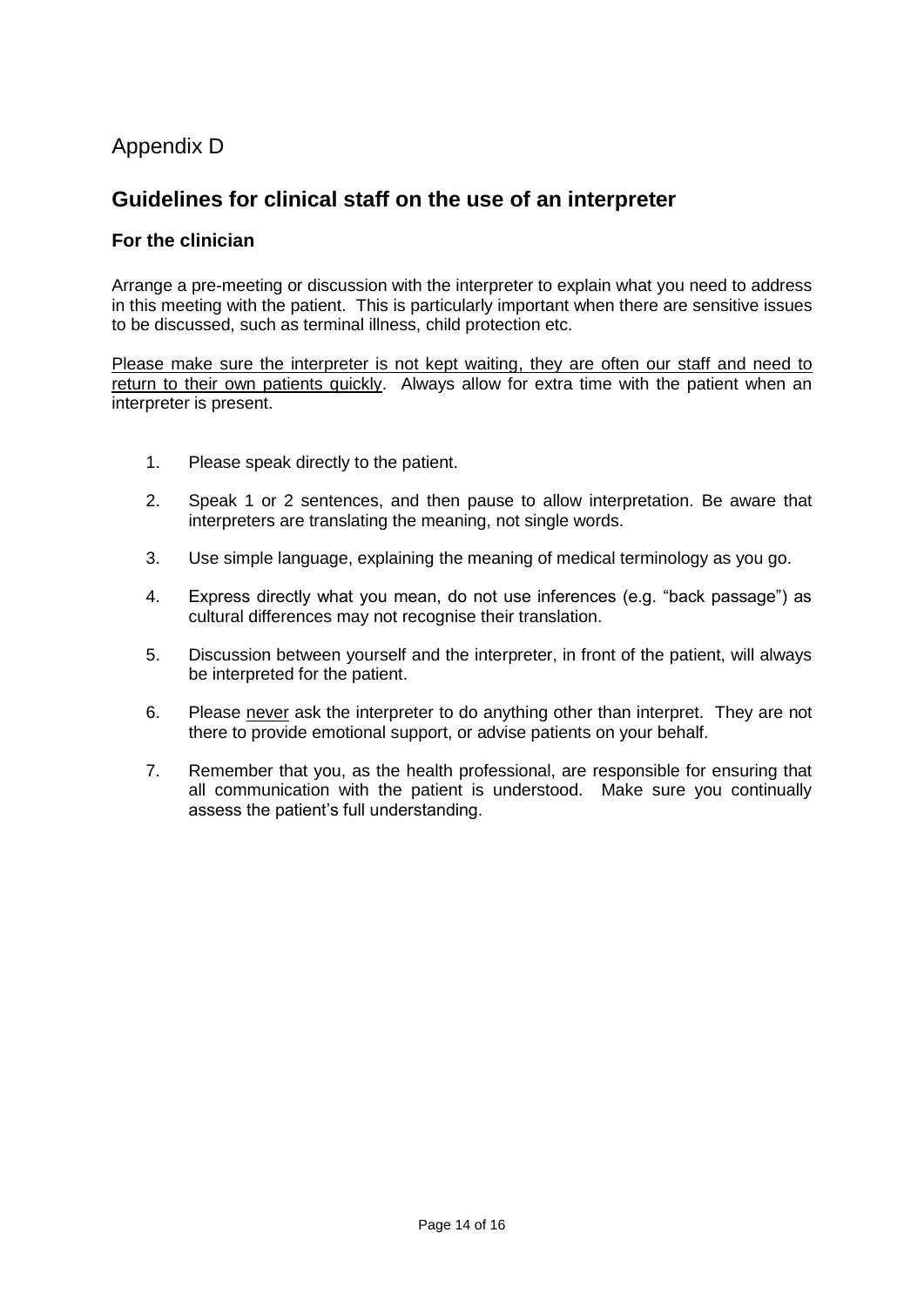# Appendix D

## Guidelines for clinical staff on the use of an interpreter

### For the clinician

Arrange a pre-meeting or discussion with the interpreter to explain what you need to address in this meeting with the patient. This is particularly important when there are sensitive issues to be discussed, such as terminal illness, child protection etc.

<u>Please make sure the interpreter is not kept waiting, they are often our staff and need to return to their own patients quickly</u>. Always allow for extra time with the patient when an interpreter is present.

1. Please speak directly to the patient.
2. Speak 1 or 2 sentences, and then pause to allow interpretation. Be aware that interpreters are translating the meaning, not single words.
3. Use simple language, explaining the meaning of medical terminology as you go.
4. Express directly what you mean, do not use inferences (e.g. "back passage") as cultural differences may not recognise their translation.
5. Discussion between yourself and the interpreter, in front of the patient, will always be interpreted for the patient.
6. Please <u>never</u> ask the interpreter to do anything other than interpret. They are not there to provide emotional support, or advise patients on your behalf.
7. Remember that you, as the health professional, are responsible for ensuring that all communication with the patient is understood. Make sure you continually assess the patient's full understanding.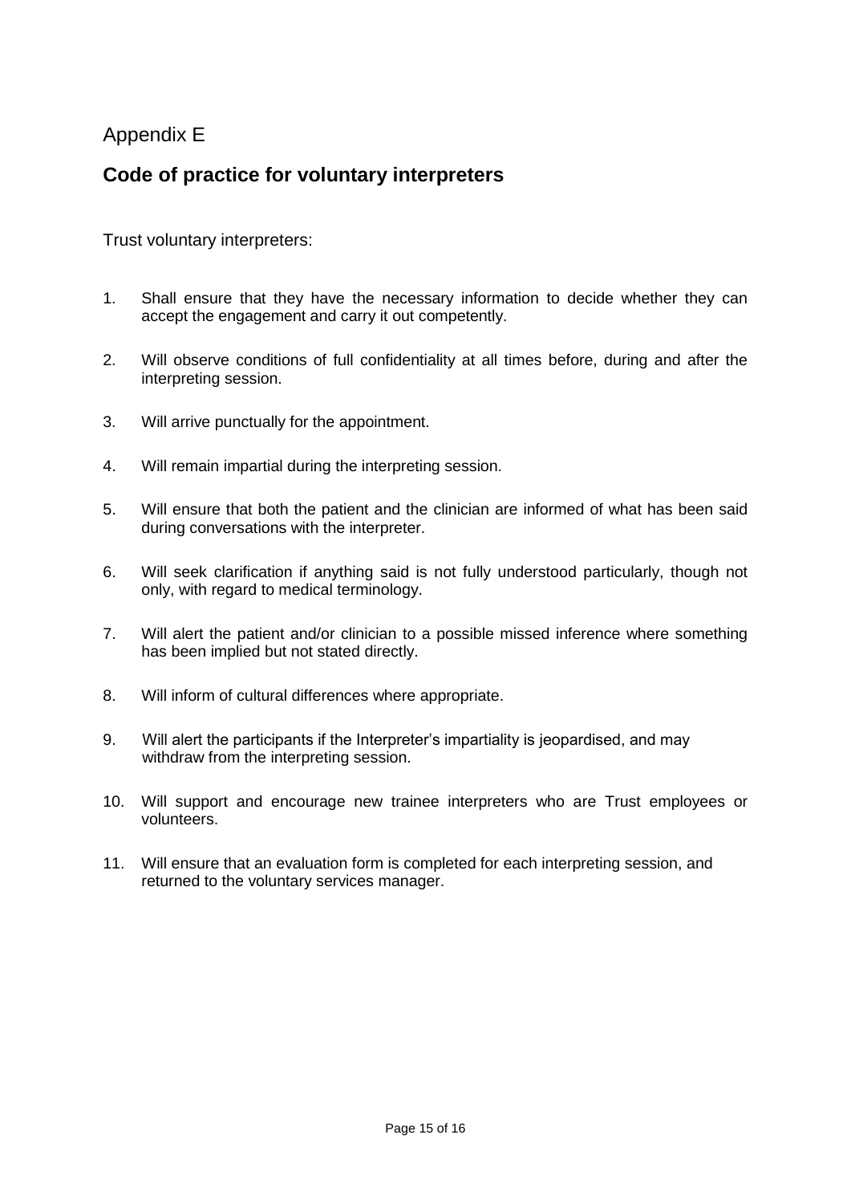Appendix E

## Code of practice for voluntary interpreters

Trust voluntary interpreters:

1. Shall ensure that they have the necessary information to decide whether they can accept the engagement and carry it out competently.

2. Will observe conditions of full confidentiality at all times before, during and after the interpreting session.

3. Will arrive punctually for the appointment.

4. Will remain impartial during the interpreting session.

5. Will ensure that both the patient and the clinician are informed of what has been said during conversations with the interpreter.

6. Will seek clarification if anything said is not fully understood particularly, though not only, with regard to medical terminology.

7. Will alert the patient and/or clinician to a possible missed inference where something has been implied but not stated directly.

8. Will inform of cultural differences where appropriate.

9. Will alert the participants if the Interpreter's impartiality is jeopardised, and may withdraw from the interpreting session.

10. Will support and encourage new trainee interpreters who are Trust employees or volunteers.

11. Will ensure that an evaluation form is completed for each interpreting session, and returned to the voluntary services manager.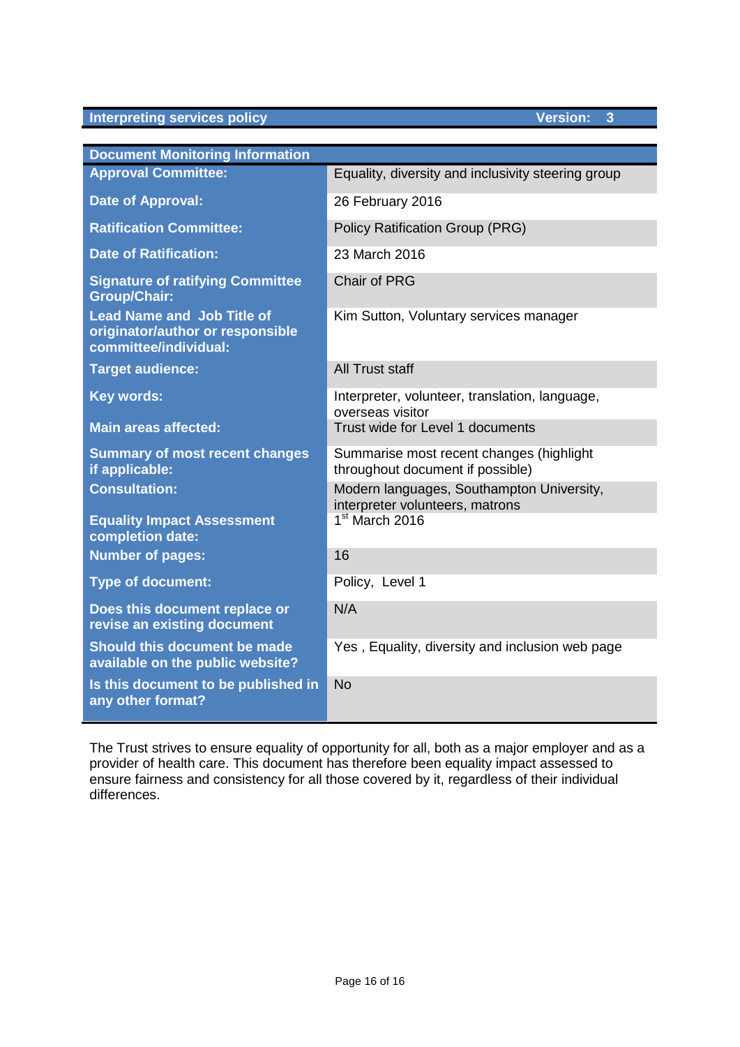| Interpreting services policy | Version: 3 |
|---|---|

| Document Monitoring Information | |
|---|---|
| **Approval Committee:** | Equality, diversity and inclusivity steering group |
| **Date of Approval:** | 26 February 2016 |
| **Ratification Committee:** | Policy Ratification Group (PRG) |
| **Date of Ratification:** | 23 March 2016 |
| **Signature of ratifying Committee Group/Chair:** | Chair of PRG |
| **Lead Name and Job Title of originator/author or responsible committee/individual:** | Kim Sutton, Voluntary services manager |
| **Target audience:** | All Trust staff |
| **Key words:** | Interpreter, volunteer, translation, language, overseas visitor |
| **Main areas affected:** | Trust wide for Level 1 documents |
| **Summary of most recent changes if applicable:** | Summarise most recent changes (highlight throughout document if possible) |
| **Consultation:** | Modern languages, Southampton University, interpreter volunteers, matrons |
| **Equality Impact Assessment completion date:** | 1st March 2016 |
| **Number of pages:** | 16 |
| **Type of document:** | Policy, Level 1 |
| **Does this document replace or revise an existing document** | N/A |
| **Should this document be made available on the public website?** | Yes , Equality, diversity and inclusion web page |
| **Is this document to be published in any other format?** | No |

The Trust strives to ensure equality of opportunity for all, both as a major employer and as a provider of health care. This document has therefore been equality impact assessed to ensure fairness and consistency for all those covered by it, regardless of their individual differences.